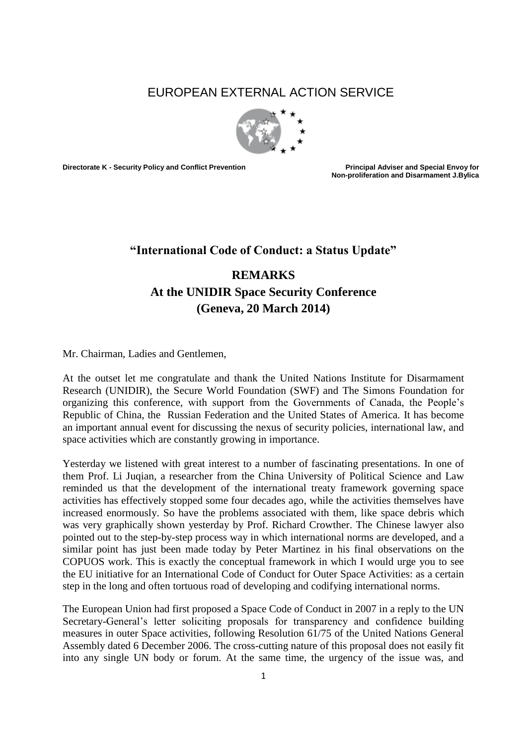# EUROPEAN EXTERNAL ACTION SERVICE

**Directorate K - Security Policy and Conflict Prevention**

**Principal Adviser and Special Envoy for Non-proliferation and Disarmament J.Bylica**

## "International Code of Conduct: a Status Update"

## REMARKS
## At the UNIDIR Space Security Conference
## (Geneva, 20 March 2014)

Mr. Chairman, Ladies and Gentlemen,

At the outset let me congratulate and thank the United Nations Institute for Disarmament Research (UNIDIR), the Secure World Foundation (SWF) and The Simons Foundation for organizing this conference, with support from the Governments of Canada, the People's Republic of China, the Russian Federation and the United States of America. It has become an important annual event for discussing the nexus of security policies, international law, and space activities which are constantly growing in importance.

Yesterday we listened with great interest to a number of fascinating presentations. In one of them Prof. Li Juqian, a researcher from the China University of Political Science and Law reminded us that the development of the international treaty framework governing space activities has effectively stopped some four decades ago, while the activities themselves have increased enormously. So have the problems associated with them, like space debris which was very graphically shown yesterday by Prof. Richard Crowther. The Chinese lawyer also pointed out to the step-by-step process way in which international norms are developed, and a similar point has just been made today by Peter Martinez in his final observations on the COPUOS work. This is exactly the conceptual framework in which I would urge you to see the EU initiative for an International Code of Conduct for Outer Space Activities: as a certain step in the long and often tortuous road of developing and codifying international norms.

The European Union had first proposed a Space Code of Conduct in 2007 in a reply to the UN Secretary-General's letter soliciting proposals for transparency and confidence building measures in outer Space activities, following Resolution 61/75 of the United Nations General Assembly dated 6 December 2006. The cross-cutting nature of this proposal does not easily fit into any single UN body or forum. At the same time, the urgency of the issue was, and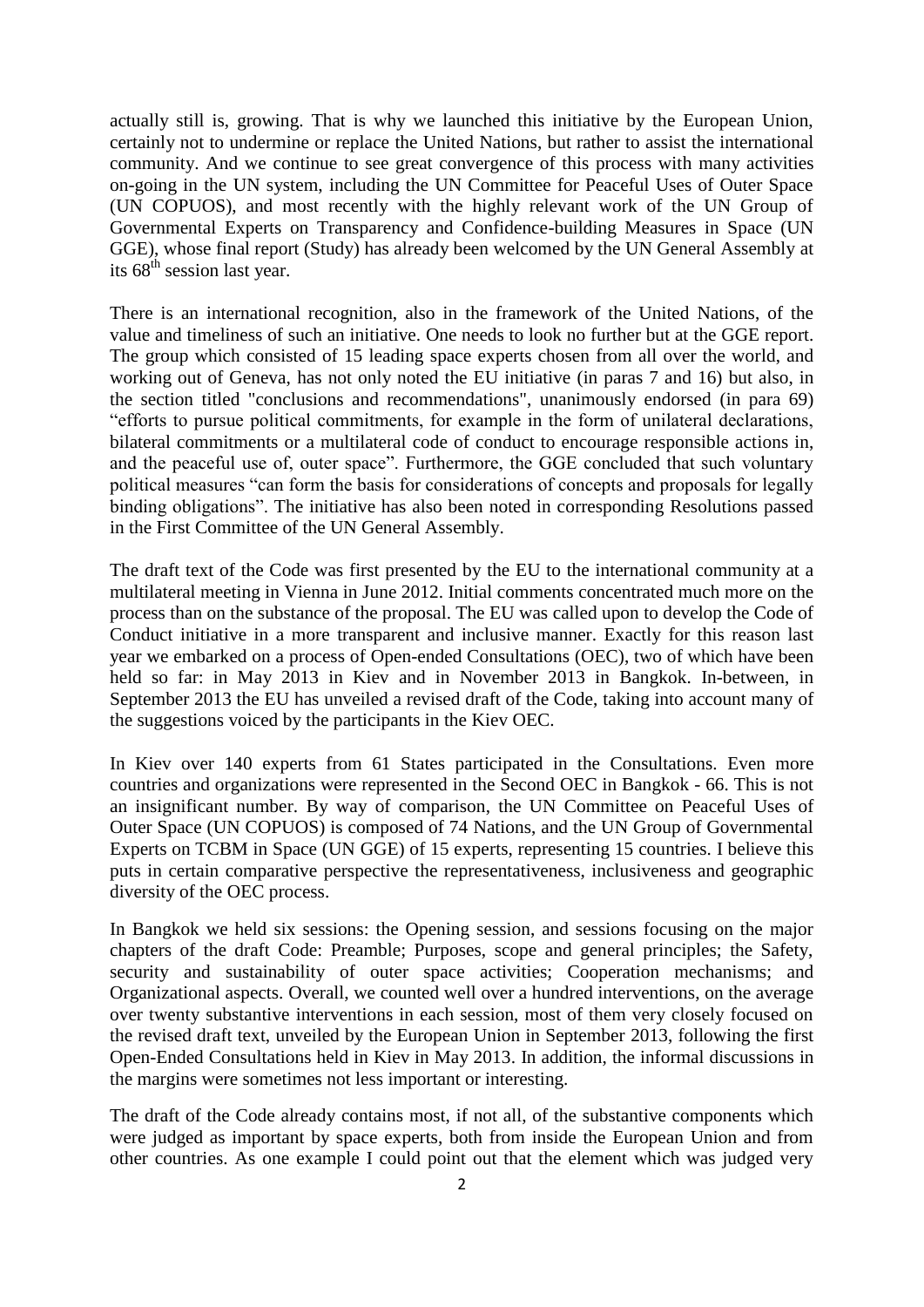actually still is, growing. That is why we launched this initiative by the European Union, certainly not to undermine or replace the United Nations, but rather to assist the international community. And we continue to see great convergence of this process with many activities on-going in the UN system, including the UN Committee for Peaceful Uses of Outer Space (UN COPUOS), and most recently with the highly relevant work of the UN Group of Governmental Experts on Transparency and Confidence-building Measures in Space (UN GGE), whose final report (Study) has already been welcomed by the UN General Assembly at its 68th session last year.

There is an international recognition, also in the framework of the United Nations, of the value and timeliness of such an initiative. One needs to look no further but at the GGE report. The group which consisted of 15 leading space experts chosen from all over the world, and working out of Geneva, has not only noted the EU initiative (in paras 7 and 16) but also, in the section titled "conclusions and recommendations", unanimously endorsed (in para 69) "efforts to pursue political commitments, for example in the form of unilateral declarations, bilateral commitments or a multilateral code of conduct to encourage responsible actions in, and the peaceful use of, outer space". Furthermore, the GGE concluded that such voluntary political measures "can form the basis for considerations of concepts and proposals for legally binding obligations". The initiative has also been noted in corresponding Resolutions passed in the First Committee of the UN General Assembly.

The draft text of the Code was first presented by the EU to the international community at a multilateral meeting in Vienna in June 2012. Initial comments concentrated much more on the process than on the substance of the proposal. The EU was called upon to develop the Code of Conduct initiative in a more transparent and inclusive manner. Exactly for this reason last year we embarked on a process of Open-ended Consultations (OEC), two of which have been held so far: in May 2013 in Kiev and in November 2013 in Bangkok. In-between, in September 2013 the EU has unveiled a revised draft of the Code, taking into account many of the suggestions voiced by the participants in the Kiev OEC.

In Kiev over 140 experts from 61 States participated in the Consultations. Even more countries and organizations were represented in the Second OEC in Bangkok - 66. This is not an insignificant number. By way of comparison, the UN Committee on Peaceful Uses of Outer Space (UN COPUOS) is composed of 74 Nations, and the UN Group of Governmental Experts on TCBM in Space (UN GGE) of 15 experts, representing 15 countries. I believe this puts in certain comparative perspective the representativeness, inclusiveness and geographic diversity of the OEC process.

In Bangkok we held six sessions: the Opening session, and sessions focusing on the major chapters of the draft Code: Preamble; Purposes, scope and general principles; the Safety, security and sustainability of outer space activities; Cooperation mechanisms; and Organizational aspects. Overall, we counted well over a hundred interventions, on the average over twenty substantive interventions in each session, most of them very closely focused on the revised draft text, unveiled by the European Union in September 2013, following the first Open-Ended Consultations held in Kiev in May 2013. In addition, the informal discussions in the margins were sometimes not less important or interesting.

The draft of the Code already contains most, if not all, of the substantive components which were judged as important by space experts, both from inside the European Union and from other countries. As one example I could point out that the element which was judged very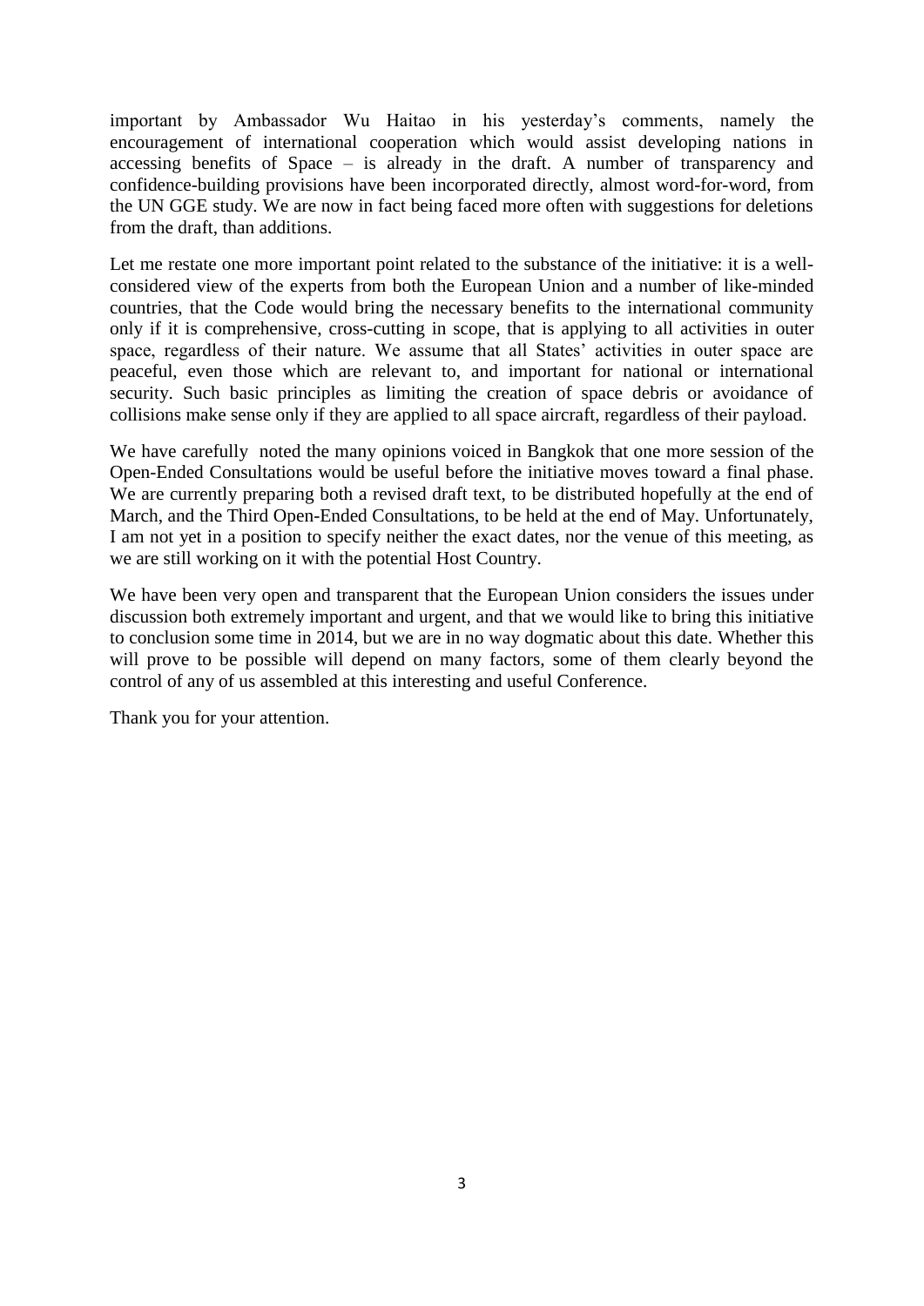important by Ambassador Wu Haitao in his yesterday's comments, namely the encouragement of international cooperation which would assist developing nations in accessing benefits of Space – is already in the draft. A number of transparency and confidence-building provisions have been incorporated directly, almost word-for-word, from the UN GGE study. We are now in fact being faced more often with suggestions for deletions from the draft, than additions.

Let me restate one more important point related to the substance of the initiative: it is a well-considered view of the experts from both the European Union and a number of like-minded countries, that the Code would bring the necessary benefits to the international community only if it is comprehensive, cross-cutting in scope, that is applying to all activities in outer space, regardless of their nature. We assume that all States' activities in outer space are peaceful, even those which are relevant to, and important for national or international security. Such basic principles as limiting the creation of space debris or avoidance of collisions make sense only if they are applied to all space aircraft, regardless of their payload.

We have carefully noted the many opinions voiced in Bangkok that one more session of the Open-Ended Consultations would be useful before the initiative moves toward a final phase. We are currently preparing both a revised draft text, to be distributed hopefully at the end of March, and the Third Open-Ended Consultations, to be held at the end of May. Unfortunately, I am not yet in a position to specify neither the exact dates, nor the venue of this meeting, as we are still working on it with the potential Host Country.

We have been very open and transparent that the European Union considers the issues under discussion both extremely important and urgent, and that we would like to bring this initiative to conclusion some time in 2014, but we are in no way dogmatic about this date. Whether this will prove to be possible will depend on many factors, some of them clearly beyond the control of any of us assembled at this interesting and useful Conference.

Thank you for your attention.